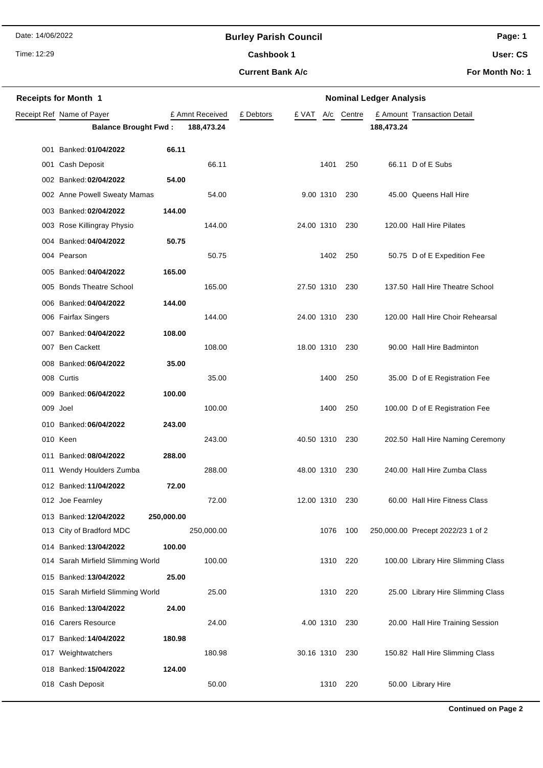Date: 14/06/2022

Time: 12:29

## Burley Parish Council

### Cashbook 1

### Current Bank A/c

User: CS

For Month No: 1

**Receipts for Month 1** — **Nominal Ledger Analysis**

| Receipt Ref | Name of Payer | £ Amnt Received | £ Debtors | £ VAT | A/c | Centre | £ Amount | Transaction Detail |
|---|---|---|---|---|---|---|---|---|
| | **Balance Brought Fwd :** | **188,473.24** | | | | | **188,473.24** | |
| 001 | Banked: **01/04/2022** | **66.11** | | | | | | |
| 001 | Cash Deposit | 66.11 | | | 1401 | 250 | 66.11 | D of E Subs |
| 002 | Banked: **02/04/2022** | **54.00** | | | | | | |
| 002 | Anne Powell Sweaty Mamas | 54.00 | | 9.00 | 1310 | 230 | 45.00 | Queens Hall Hire |
| 003 | Banked: **02/04/2022** | **144.00** | | | | | | |
| 003 | Rose Killingray Physio | 144.00 | | 24.00 | 1310 | 230 | 120.00 | Hall Hire Pilates |
| 004 | Banked: **04/04/2022** | **50.75** | | | | | | |
| 004 | Pearson | 50.75 | | | 1402 | 250 | 50.75 | D of E Expedition Fee |
| 005 | Banked: **04/04/2022** | **165.00** | | | | | | |
| 005 | Bonds Theatre School | 165.00 | | 27.50 | 1310 | 230 | 137.50 | Hall Hire Theatre School |
| 006 | Banked: **04/04/2022** | **144.00** | | | | | | |
| 006 | Fairfax Singers | 144.00 | | 24.00 | 1310 | 230 | 120.00 | Hall Hire Choir Rehearsal |
| 007 | Banked: **04/04/2022** | **108.00** | | | | | | |
| 007 | Ben Cackett | 108.00 | | 18.00 | 1310 | 230 | 90.00 | Hall Hire Badminton |
| 008 | Banked: **06/04/2022** | **35.00** | | | | | | |
| 008 | Curtis | 35.00 | | | 1400 | 250 | 35.00 | D of E Registration Fee |
| 009 | Banked: **06/04/2022** | **100.00** | | | | | | |
| 009 | Joel | 100.00 | | | 1400 | 250 | 100.00 | D of E Registration Fee |
| 010 | Banked: **06/04/2022** | **243.00** | | | | | | |
| 010 | Keen | 243.00 | | 40.50 | 1310 | 230 | 202.50 | Hall Hire Naming Ceremony |
| 011 | Banked: **08/04/2022** | **288.00** | | | | | | |
| 011 | Wendy Houlders Zumba | 288.00 | | 48.00 | 1310 | 230 | 240.00 | Hall Hire Zumba Class |
| 012 | Banked: **11/04/2022** | **72.00** | | | | | | |
| 012 | Joe Fearnley | 72.00 | | 12.00 | 1310 | 230 | 60.00 | Hall Hire Fitness Class |
| 013 | Banked: **12/04/2022** | **250,000.00** | | | | | | |
| 013 | City of Bradford MDC | 250,000.00 | | | 1076 | 100 | 250,000.00 | Precept 2022/23 1 of 2 |
| 014 | Banked: **13/04/2022** | **100.00** | | | | | | |
| 014 | Sarah Mirfield Slimming World | 100.00 | | | 1310 | 220 | 100.00 | Library Hire Slimming Class |
| 015 | Banked: **13/04/2022** | **25.00** | | | | | | |
| 015 | Sarah Mirfield Slimming World | 25.00 | | | 1310 | 220 | 25.00 | Library Hire Slimming Class |
| 016 | Banked: **13/04/2022** | **24.00** | | | | | | |
| 016 | Carers Resource | 24.00 | | 4.00 | 1310 | 230 | 20.00 | Hall Hire Training Session |
| 017 | Banked: **14/04/2022** | **180.98** | | | | | | |
| 017 | Weightwatchers | 180.98 | | 30.16 | 1310 | 230 | 150.82 | Hall Hire Slimming Class |
| 018 | Banked: **15/04/2022** | **124.00** | | | | | | |
| 018 | Cash Deposit | 50.00 | | | 1310 | 220 | 50.00 | Library Hire |

**Continued on Page 2**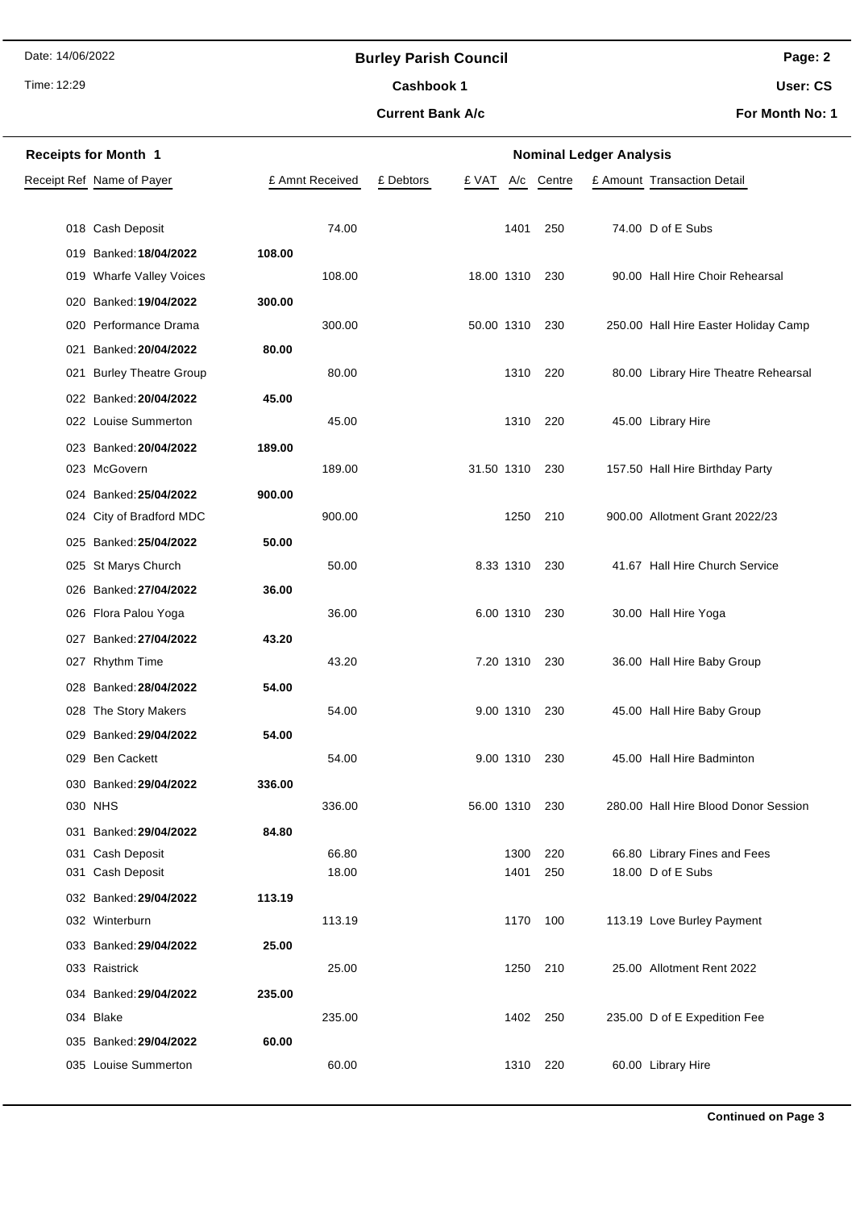**Burley Parish Council**

**Cashbook 1**

**Current Bank A/c**

Date: 14/06/2022

Time: 12:29

**User: CS**

**For Month No: 1**

**Receipts for Month 1** — **Nominal Ledger Analysis**

| Receipt Ref | Name of Payer | | £ Amnt Received | £ Debtors | £ VAT | A/c | Centre | £ Amount | Transaction Detail |
|---|---|---|---|---|---|---|---|---|---|
| 018 | Cash Deposit | | 74.00 | | | 1401 | 250 | 74.00 | D of E Subs |
| 019 | Banked: **18/04/2022** | **108.00** | | | | | | | |
| 019 | Wharfe Valley Voices | | 108.00 | | 18.00 | 1310 | 230 | 90.00 | Hall Hire Choir Rehearsal |
| 020 | Banked: **19/04/2022** | **300.00** | | | | | | | |
| 020 | Performance Drama | | 300.00 | | 50.00 | 1310 | 230 | 250.00 | Hall Hire Easter Holiday Camp |
| 021 | Banked: **20/04/2022** | **80.00** | | | | | | | |
| 021 | Burley Theatre Group | | 80.00 | | | 1310 | 220 | 80.00 | Library Hire Theatre Rehearsal |
| 022 | Banked: **20/04/2022** | **45.00** | | | | | | | |
| 022 | Louise Summerton | | 45.00 | | | 1310 | 220 | 45.00 | Library Hire |
| 023 | Banked: **20/04/2022** | **189.00** | | | | | | | |
| 023 | McGovern | | 189.00 | | 31.50 | 1310 | 230 | 157.50 | Hall Hire Birthday Party |
| 024 | Banked: **25/04/2022** | **900.00** | | | | | | | |
| 024 | City of Bradford MDC | | 900.00 | | | 1250 | 210 | 900.00 | Allotment Grant 2022/23 |
| 025 | Banked: **25/04/2022** | **50.00** | | | | | | | |
| 025 | St Marys Church | | 50.00 | | 8.33 | 1310 | 230 | 41.67 | Hall Hire Church Service |
| 026 | Banked: **27/04/2022** | **36.00** | | | | | | | |
| 026 | Flora Palou Yoga | | 36.00 | | 6.00 | 1310 | 230 | 30.00 | Hall Hire Yoga |
| 027 | Banked: **27/04/2022** | **43.20** | | | | | | | |
| 027 | Rhythm Time | | 43.20 | | 7.20 | 1310 | 230 | 36.00 | Hall Hire Baby Group |
| 028 | Banked: **28/04/2022** | **54.00** | | | | | | | |
| 028 | The Story Makers | | 54.00 | | 9.00 | 1310 | 230 | 45.00 | Hall Hire Baby Group |
| 029 | Banked: **29/04/2022** | **54.00** | | | | | | | |
| 029 | Ben Cackett | | 54.00 | | 9.00 | 1310 | 230 | 45.00 | Hall Hire Badminton |
| 030 | Banked: **29/04/2022** | **336.00** | | | | | | | |
| 030 | NHS | | 336.00 | | 56.00 | 1310 | 230 | 280.00 | Hall Hire Blood Donor Session |
| 031 | Banked: **29/04/2022** | **84.80** | | | | | | | |
| 031 | Cash Deposit | | 66.80 | | | 1300 | 220 | 66.80 | Library Fines and Fees |
| 031 | Cash Deposit | | 18.00 | | | 1401 | 250 | 18.00 | D of E Subs |
| 032 | Banked: **29/04/2022** | **113.19** | | | | | | | |
| 032 | Winterburn | | 113.19 | | | 1170 | 100 | 113.19 | Love Burley Payment |
| 033 | Banked: **29/04/2022** | **25.00** | | | | | | | |
| 033 | Raistrick | | 25.00 | | | 1250 | 210 | 25.00 | Allotment Rent 2022 |
| 034 | Banked: **29/04/2022** | **235.00** | | | | | | | |
| 034 | Blake | | 235.00 | | | 1402 | 250 | 235.00 | D of E Expedition Fee |
| 035 | Banked: **29/04/2022** | **60.00** | | | | | | | |
| 035 | Louise Summerton | | 60.00 | | | 1310 | 220 | 60.00 | Library Hire |

**Continued on Page 3**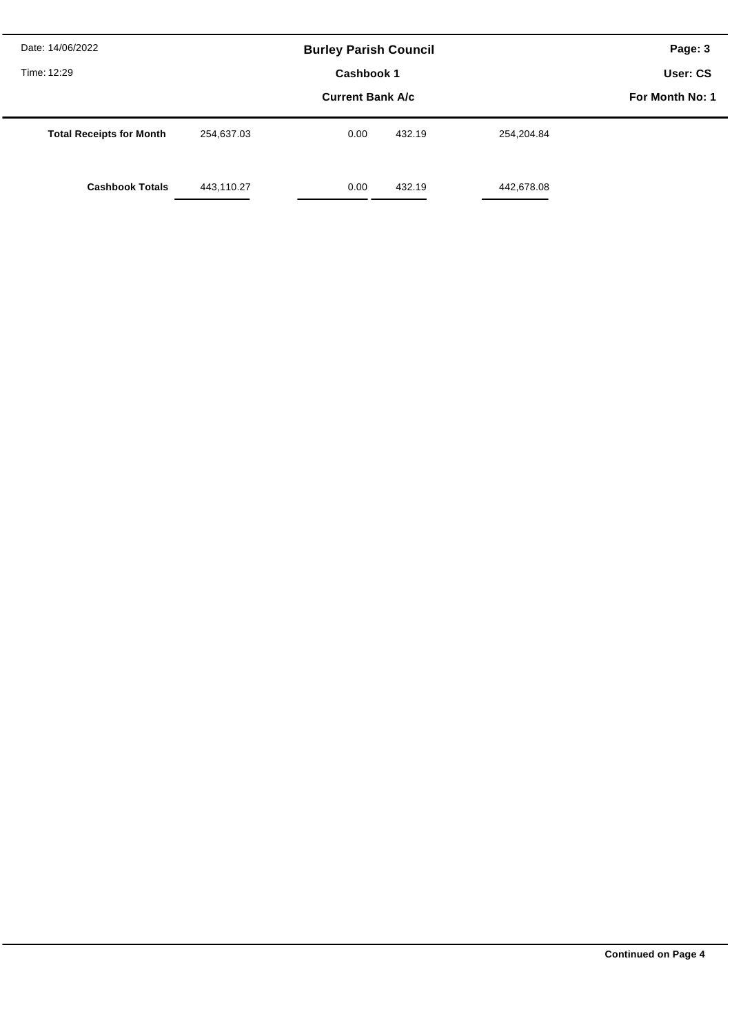# Burley Parish Council

## Cashbook 1

### Current Bank A/c

For Month No: 1

| | | | | |
|---|---|---|---|---|
| **Total Receipts for Month** | 254,637.03 | 0.00 | 432.19 | 254,204.84 |
| **Cashbook Totals** | 443,110.27 | 0.00 | 432.19 | 442,678.08 |

**Continued on Page 4**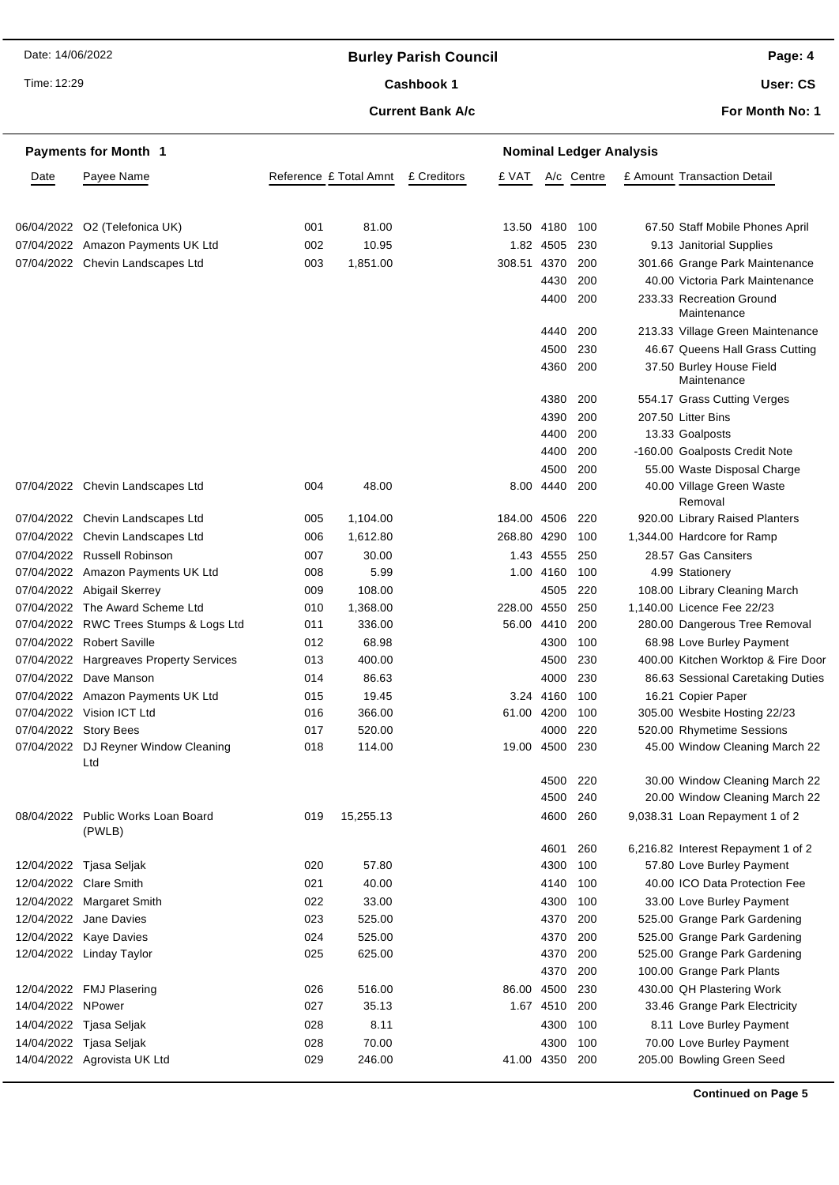Date: 14/06/2022 | **Burley Parish Council** | **Page: 4**

Time: 12:29 | **Cashbook 1** | **User: CS**

**Current Bank A/c** | **For Month No: 1**

**Payments for Month 1** — **Nominal Ledger Analysis**

| Date | Payee Name | Reference | £ Total Amnt | £ Creditors | £ VAT | A/c | Centre | £ Amount | Transaction Detail |
|---|---|---|---|---|---|---|---|---|---|
| 06/04/2022 | O2 (Telefonica UK) | 001 | 81.00 | | 13.50 | 4180 | 100 | 67.50 | Staff Mobile Phones April |
| 07/04/2022 | Amazon Payments UK Ltd | 002 | 10.95 | | 1.82 | 4505 | 230 | 9.13 | Janitorial Supplies |
| 07/04/2022 | Chevin Landscapes Ltd | 003 | 1,851.00 | | 308.51 | 4370 | 200 | 301.66 | Grange Park Maintenance |
| | | | | | | 4430 | 200 | 40.00 | Victoria Park Maintenance |
| | | | | | | 4400 | 200 | 233.33 | Recreation Ground Maintenance |
| | | | | | | 4440 | 200 | 213.33 | Village Green Maintenance |
| | | | | | | 4500 | 230 | 46.67 | Queens Hall Grass Cutting |
| | | | | | | 4360 | 200 | 37.50 | Burley House Field Maintenance |
| | | | | | | 4380 | 200 | 554.17 | Grass Cutting Verges |
| | | | | | | 4390 | 200 | 207.50 | Litter Bins |
| | | | | | | 4400 | 200 | 13.33 | Goalposts |
| | | | | | | 4400 | 200 | -160.00 | Goalposts Credit Note |
| | | | | | | 4500 | 200 | 55.00 | Waste Disposal Charge |
| 07/04/2022 | Chevin Landscapes Ltd | 004 | 48.00 | | 8.00 | 4440 | 200 | 40.00 | Village Green Waste Removal |
| 07/04/2022 | Chevin Landscapes Ltd | 005 | 1,104.00 | | 184.00 | 4506 | 220 | 920.00 | Library Raised Planters |
| 07/04/2022 | Chevin Landscapes Ltd | 006 | 1,612.80 | | 268.80 | 4290 | 100 | 1,344.00 | Hardcore for Ramp |
| 07/04/2022 | Russell Robinson | 007 | 30.00 | | 1.43 | 4555 | 250 | 28.57 | Gas Cansiters |
| 07/04/2022 | Amazon Payments UK Ltd | 008 | 5.99 | | 1.00 | 4160 | 100 | 4.99 | Stationery |
| 07/04/2022 | Abigail Skerrey | 009 | 108.00 | | | 4505 | 220 | 108.00 | Library Cleaning March |
| 07/04/2022 | The Award Scheme Ltd | 010 | 1,368.00 | | 228.00 | 4550 | 250 | 1,140.00 | Licence Fee 22/23 |
| 07/04/2022 | RWC Trees Stumps & Logs Ltd | 011 | 336.00 | | 56.00 | 4410 | 200 | 280.00 | Dangerous Tree Removal |
| 07/04/2022 | Robert Saville | 012 | 68.98 | | | 4300 | 100 | 68.98 | Love Burley Payment |
| 07/04/2022 | Hargreaves Property Services | 013 | 400.00 | | | 4500 | 230 | 400.00 | Kitchen Worktop & Fire Door |
| 07/04/2022 | Dave Manson | 014 | 86.63 | | | 4000 | 230 | 86.63 | Sessional Caretaking Duties |
| 07/04/2022 | Amazon Payments UK Ltd | 015 | 19.45 | | 3.24 | 4160 | 100 | 16.21 | Copier Paper |
| 07/04/2022 | Vision ICT Ltd | 016 | 366.00 | | 61.00 | 4200 | 100 | 305.00 | Wesbite Hosting 22/23 |
| 07/04/2022 | Story Bees | 017 | 520.00 | | | 4000 | 220 | 520.00 | Rhymetime Sessions |
| 07/04/2022 | DJ Reyner Window Cleaning Ltd | 018 | 114.00 | | 19.00 | 4500 | 230 | 45.00 | Window Cleaning March 22 |
| | | | | | | 4500 | 220 | 30.00 | Window Cleaning March 22 |
| | | | | | | 4500 | 240 | 20.00 | Window Cleaning March 22 |
| 08/04/2022 | Public Works Loan Board (PWLB) | 019 | 15,255.13 | | | 4600 | 260 | 9,038.31 | Loan Repayment 1 of 2 |
| | | | | | | 4601 | 260 | 6,216.82 | Interest Repayment 1 of 2 |
| 12/04/2022 | Tjasa Seljak | 020 | 57.80 | | | 4300 | 100 | 57.80 | Love Burley Payment |
| 12/04/2022 | Clare Smith | 021 | 40.00 | | | 4140 | 100 | 40.00 | ICO Data Protection Fee |
| 12/04/2022 | Margaret Smith | 022 | 33.00 | | | 4300 | 100 | 33.00 | Love Burley Payment |
| 12/04/2022 | Jane Davies | 023 | 525.00 | | | 4370 | 200 | 525.00 | Grange Park Gardening |
| 12/04/2022 | Kaye Davies | 024 | 525.00 | | | 4370 | 200 | 525.00 | Grange Park Gardening |
| 12/04/2022 | Linday Taylor | 025 | 625.00 | | | 4370 | 200 | 525.00 | Grange Park Gardening |
| | | | | | | 4370 | 200 | 100.00 | Grange Park Plants |
| 12/04/2022 | FMJ Plasering | 026 | 516.00 | | 86.00 | 4500 | 230 | 430.00 | QH Plastering Work |
| 14/04/2022 | NPower | 027 | 35.13 | | 1.67 | 4510 | 200 | 33.46 | Grange Park Electricity |
| 14/04/2022 | Tjasa Seljak | 028 | 8.11 | | | 4300 | 100 | 8.11 | Love Burley Payment |
| 14/04/2022 | Tjasa Seljak | 028 | 70.00 | | | 4300 | 100 | 70.00 | Love Burley Payment |
| 14/04/2022 | Agrovista UK Ltd | 029 | 246.00 | | 41.00 | 4350 | 200 | 205.00 | Bowling Green Seed |

**Continued on Page 5**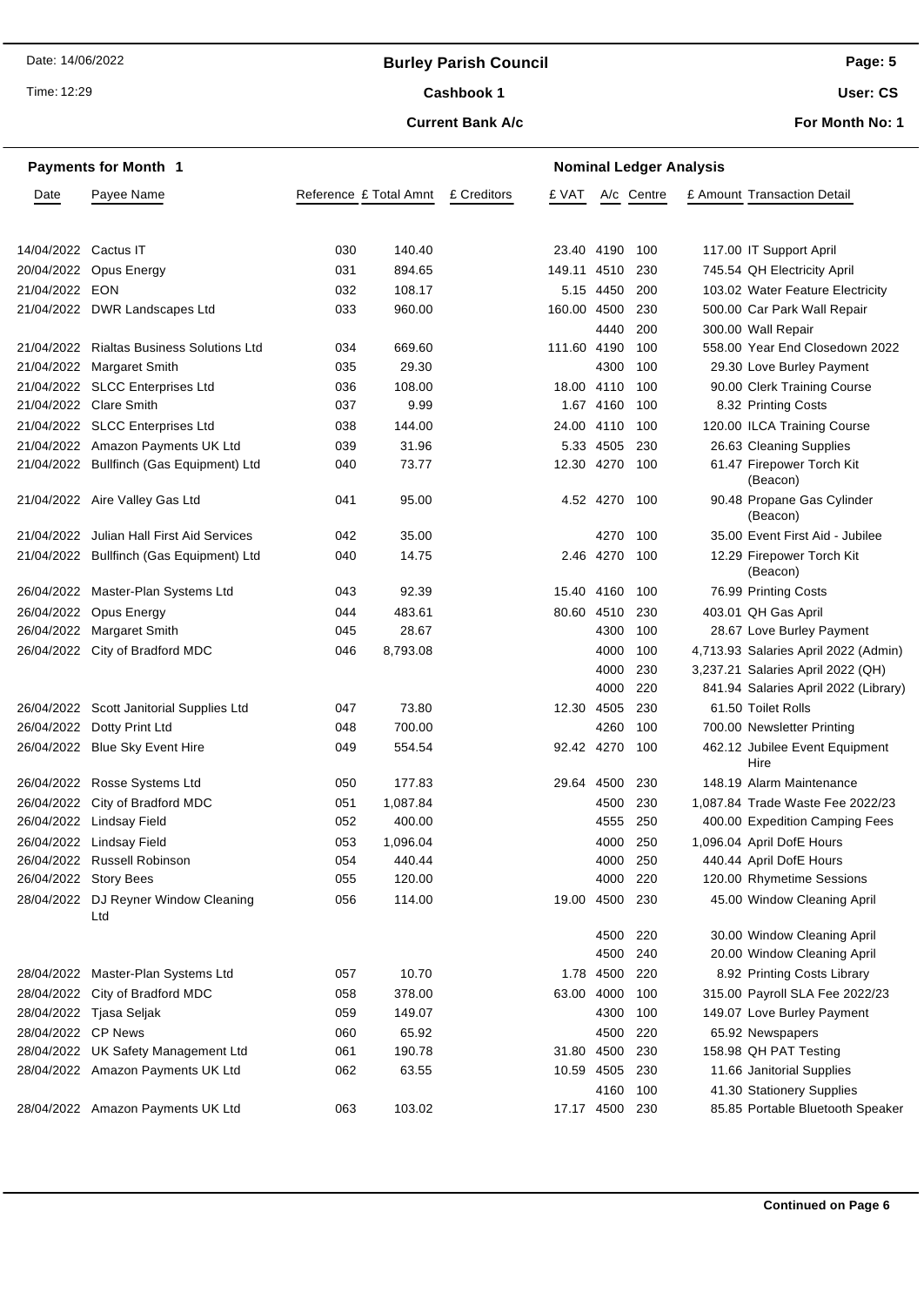Date: 14/06/2022 | Time: 12:29

# Burley Parish Council

## Cashbook 1

### Current Bank A/c

User: CS | For Month No: 1

**Payments for Month 1** — **Nominal Ledger Analysis**

| Date | Payee Name | Reference | £ Total Amnt | £ Creditors | £ VAT | A/c | Centre | £ Amount | Transaction Detail |
|---|---|---|---|---|---|---|---|---|---|
| 14/04/2022 | Cactus IT | 030 | 140.40 | | 23.40 | 4190 | 100 | 117.00 | IT Support April |
| 20/04/2022 | Opus Energy | 031 | 894.65 | | 149.11 | 4510 | 230 | 745.54 | QH Electricity April |
| 21/04/2022 | EON | 032 | 108.17 | | 5.15 | 4450 | 200 | 103.02 | Water Feature Electricity |
| 21/04/2022 | DWR Landscapes Ltd | 033 | 960.00 | | 160.00 | 4500 | 230 | 500.00 | Car Park Wall Repair |
| | | | | | | 4440 | 200 | 300.00 | Wall Repair |
| 21/04/2022 | Rialtas Business Solutions Ltd | 034 | 669.60 | | 111.60 | 4190 | 100 | 558.00 | Year End Closedown 2022 |
| 21/04/2022 | Margaret Smith | 035 | 29.30 | | | 4300 | 100 | 29.30 | Love Burley Payment |
| 21/04/2022 | SLCC Enterprises Ltd | 036 | 108.00 | | 18.00 | 4110 | 100 | 90.00 | Clerk Training Course |
| 21/04/2022 | Clare Smith | 037 | 9.99 | | 1.67 | 4160 | 100 | 8.32 | Printing Costs |
| 21/04/2022 | SLCC Enterprises Ltd | 038 | 144.00 | | 24.00 | 4110 | 100 | 120.00 | ILCA Training Course |
| 21/04/2022 | Amazon Payments UK Ltd | 039 | 31.96 | | 5.33 | 4505 | 230 | 26.63 | Cleaning Supplies |
| 21/04/2022 | Bullfinch (Gas Equipment) Ltd | 040 | 73.77 | | 12.30 | 4270 | 100 | 61.47 | Firepower Torch Kit (Beacon) |
| 21/04/2022 | Aire Valley Gas Ltd | 041 | 95.00 | | 4.52 | 4270 | 100 | 90.48 | Propane Gas Cylinder (Beacon) |
| 21/04/2022 | Julian Hall First Aid Services | 042 | 35.00 | | | 4270 | 100 | 35.00 | Event First Aid - Jubilee |
| 21/04/2022 | Bullfinch (Gas Equipment) Ltd | 040 | 14.75 | | 2.46 | 4270 | 100 | 12.29 | Firepower Torch Kit (Beacon) |
| 26/04/2022 | Master-Plan Systems Ltd | 043 | 92.39 | | 15.40 | 4160 | 100 | 76.99 | Printing Costs |
| 26/04/2022 | Opus Energy | 044 | 483.61 | | 80.60 | 4510 | 230 | 403.01 | QH Gas April |
| 26/04/2022 | Margaret Smith | 045 | 28.67 | | | 4300 | 100 | 28.67 | Love Burley Payment |
| 26/04/2022 | City of Bradford MDC | 046 | 8,793.08 | | | 4000 | 100 | 4,713.93 | Salaries April 2022 (Admin) |
| | | | | | | 4000 | 230 | 3,237.21 | Salaries April 2022 (QH) |
| | | | | | | 4000 | 220 | 841.94 | Salaries April 2022 (Library) |
| 26/04/2022 | Scott Janitorial Supplies Ltd | 047 | 73.80 | | 12.30 | 4505 | 230 | 61.50 | Toilet Rolls |
| 26/04/2022 | Dotty Print Ltd | 048 | 700.00 | | | 4260 | 100 | 700.00 | Newsletter Printing |
| 26/04/2022 | Blue Sky Event Hire | 049 | 554.54 | | 92.42 | 4270 | 100 | 462.12 | Jubilee Event Equipment Hire |
| 26/04/2022 | Rosse Systems Ltd | 050 | 177.83 | | 29.64 | 4500 | 230 | 148.19 | Alarm Maintenance |
| 26/04/2022 | City of Bradford MDC | 051 | 1,087.84 | | | 4500 | 230 | 1,087.84 | Trade Waste Fee 2022/23 |
| 26/04/2022 | Lindsay Field | 052 | 400.00 | | | 4555 | 250 | 400.00 | Expedition Camping Fees |
| 26/04/2022 | Lindsay Field | 053 | 1,096.04 | | | 4000 | 250 | 1,096.04 | April DofE Hours |
| 26/04/2022 | Russell Robinson | 054 | 440.44 | | | 4000 | 250 | 440.44 | April DofE Hours |
| 26/04/2022 | Story Bees | 055 | 120.00 | | | 4000 | 220 | 120.00 | Rhymetime Sessions |
| 28/04/2022 | DJ Reyner Window Cleaning Ltd | 056 | 114.00 | | 19.00 | 4500 | 230 | 45.00 | Window Cleaning April |
| | | | | | | 4500 | 220 | 30.00 | Window Cleaning April |
| | | | | | | 4500 | 240 | 20.00 | Window Cleaning April |
| 28/04/2022 | Master-Plan Systems Ltd | 057 | 10.70 | | 1.78 | 4500 | 220 | 8.92 | Printing Costs Library |
| 28/04/2022 | City of Bradford MDC | 058 | 378.00 | | 63.00 | 4000 | 100 | 315.00 | Payroll SLA Fee 2022/23 |
| 28/04/2022 | Tjasa Seljak | 059 | 149.07 | | | 4300 | 100 | 149.07 | Love Burley Payment |
| 28/04/2022 | CP News | 060 | 65.92 | | | 4500 | 220 | 65.92 | Newspapers |
| 28/04/2022 | UK Safety Management Ltd | 061 | 190.78 | | 31.80 | 4500 | 230 | 158.98 | QH PAT Testing |
| 28/04/2022 | Amazon Payments UK Ltd | 062 | 63.55 | | 10.59 | 4505 | 230 | 11.66 | Janitorial Supplies |
| | | | | | | 4160 | 100 | 41.30 | Stationery Supplies |
| 28/04/2022 | Amazon Payments UK Ltd | 063 | 103.02 | | 17.17 | 4500 | 230 | 85.85 | Portable Bluetooth Speaker |

**Continued on Page 6**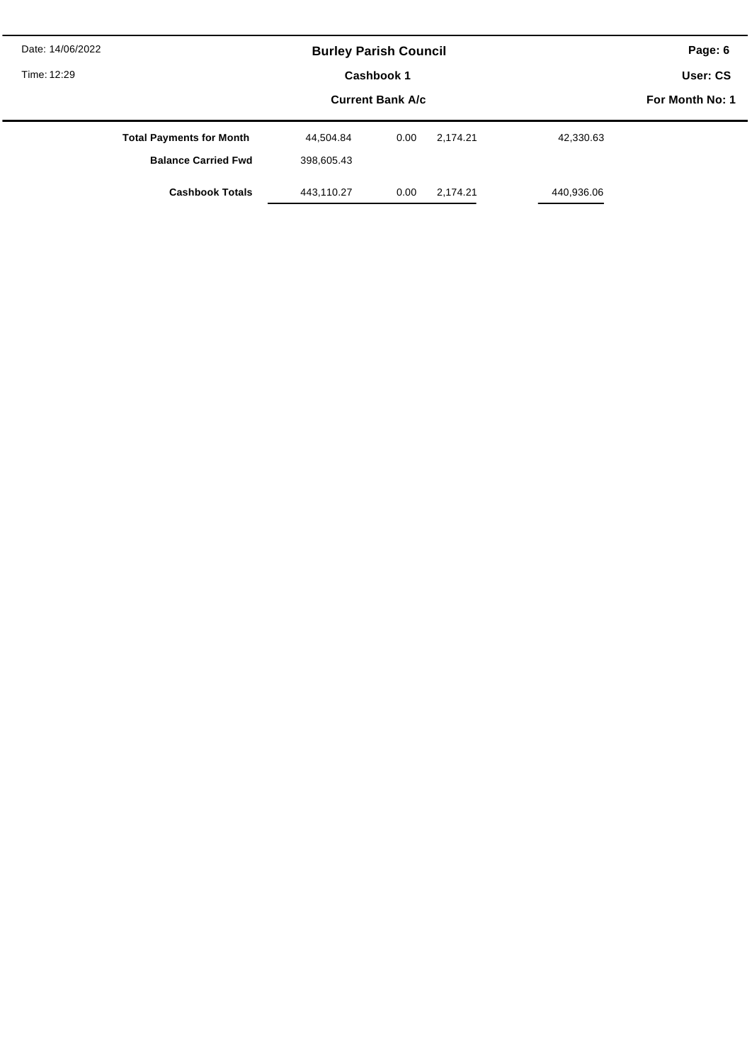Date: 14/06/2022

Time: 12:29

# Burley Parish Council

## Cashbook 1

### Current Bank A/c

User: CS

For Month No: 1

| | | | | |
|---|---|---|---|---|
| **Total Payments for Month** | 44,504.84 | 0.00 | 2,174.21 | 42,330.63 |
| **Balance Carried Fwd** | 398,605.43 | | | |
| **Cashbook Totals** | 443,110.27 | 0.00 | 2,174.21 | 440,936.06 |